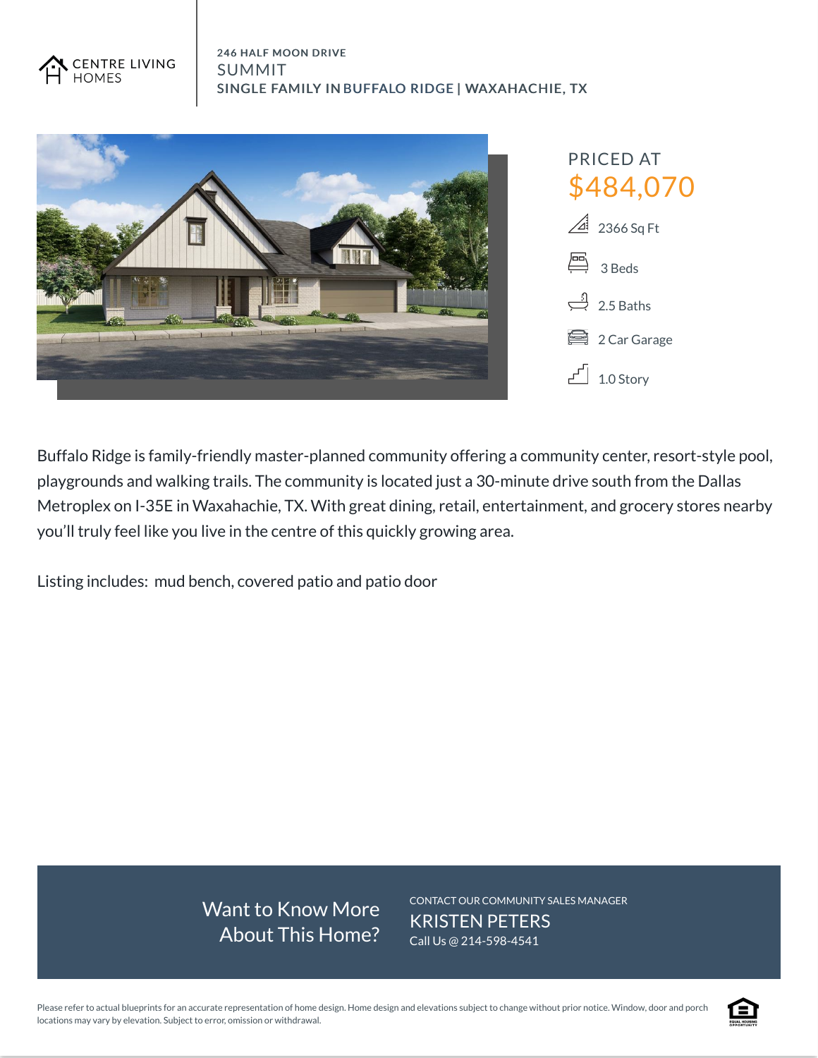CENTRE LIVING HOMES

246 HALF MOON DRIVE

# SUMMIT

## SINGLE FAMILY IN BUFFALO RIDGE | WAXAHACHIE, TX

PRICED AT

**$484,070**

- 2366 Sq Ft
- 3 Beds
- 2.5 Baths
- 2 Car Garage
- 1.0 Story

Buffalo Ridge is family-friendly master-planned community offering a community center, resort-style pool, playgrounds and walking trails. The community is located just a 30-minute drive south from the Dallas Metroplex on I-35E in Waxahachie, TX. With great dining, retail, entertainment, and grocery stores nearby you'll truly feel like you live in the centre of this quickly growing area.

Listing includes: mud bench, covered patio and patio door

Want to Know More About This Home?

CONTACT OUR COMMUNITY SALES MANAGER

**KRISTEN PETERS**

Call Us @ 214-598-4541

Please refer to actual blueprints for an accurate representation of home design. Home design and elevations subject to change without prior notice. Window, door and porch locations may vary by elevation. Subject to error, omission or withdrawal.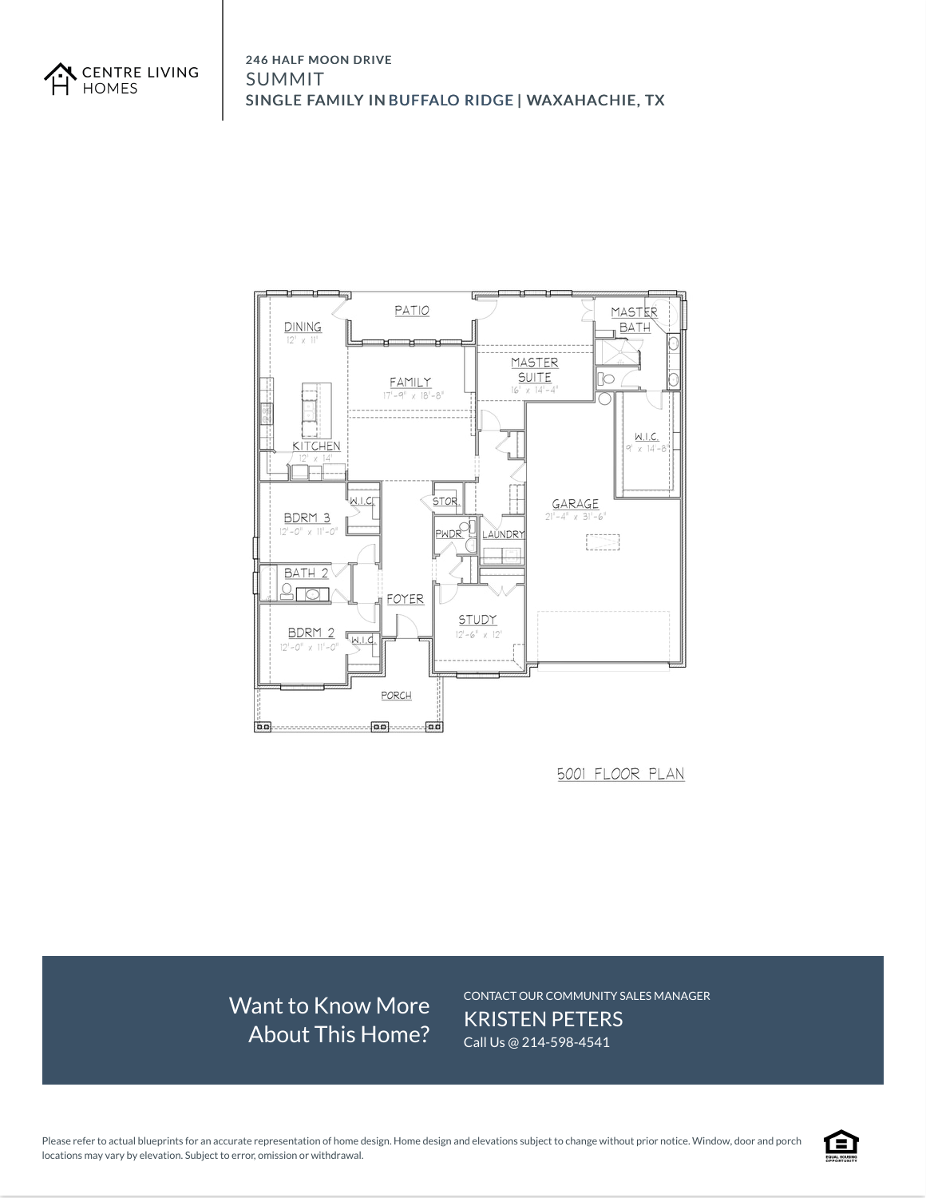CENTRE LIVING HOMES

**246 HALF MOON DRIVE**

SUMMIT

**SINGLE FAMILY IN BUFFALO RIDGE | WAXAHACHIE, TX**

PATIO

DINING
12' x 11'

FAMILY
17'-9" x 18'-8"

MASTER SUITE
16' x 14'-4"

MASTER BATH

KITCHEN
12' x 14'

W.I.C.
9' x 14'-8"

BDRM 3
12'-0" x 11'-0"

W.I.C.

STOR

GARAGE
21'-4" x 31'-6"

PWDR.

LAUNDRY

BATH 2

FOYER

STUDY
12'-6" x 12'

BDRM 2
12'-0" x 11'-0"

W.I.C.

PORCH

5001 FLOOR PLAN

Want to Know More About This Home?

CONTACT OUR COMMUNITY SALES MANAGER

KRISTEN PETERS

Call Us @ 214-598-4541

Please refer to actual blueprints for an accurate representation of home design. Home design and elevations subject to change without prior notice. Window, door and porch locations may vary by elevation. Subject to error, omission or withdrawal.